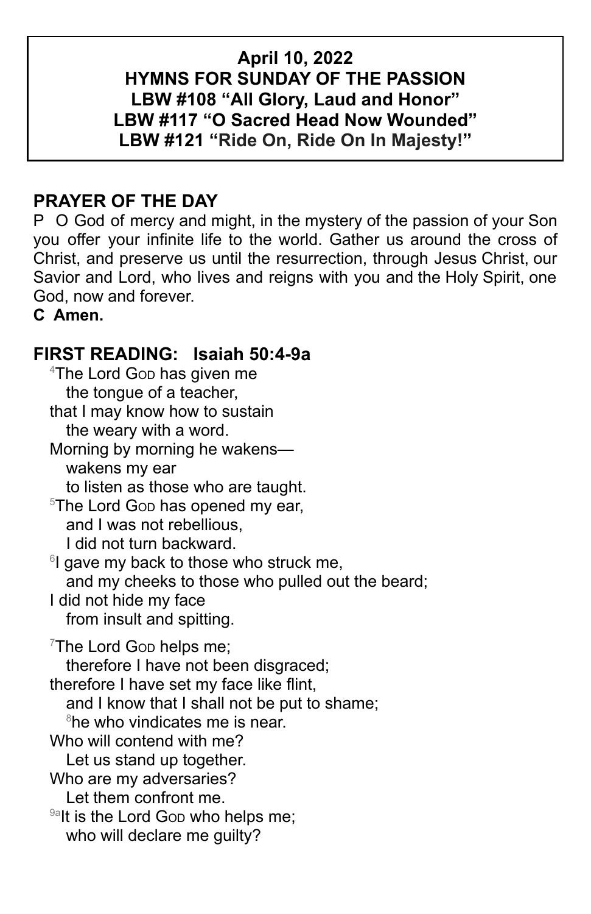**April 10, 2022**
**HYMNS FOR SUNDAY OF THE PASSION**
**LBW #108 "All Glory, Laud and Honor"**
**LBW #117 "O Sacred Head Now Wounded"**
**LBW #121 "Ride On, Ride On In Majesty!"**

## PRAYER OF THE DAY

P O God of mercy and might, in the mystery of the passion of your Son you offer your infinite life to the world. Gather us around the cross of Christ, and preserve us until the resurrection, through Jesus Christ, our Savior and Lord, who lives and reigns with you and the Holy Spirit, one God, now and forever.

**C Amen.**

## FIRST READING: Isaiah 50:4-9a

4The Lord GOD has given me
the tongue of a teacher,
that I may know how to sustain
the weary with a word.
Morning by morning he wakens—
wakens my ear
to listen as those who are taught.
5The Lord GOD has opened my ear,
and I was not rebellious,
I did not turn backward.
6I gave my back to those who struck me,
and my cheeks to those who pulled out the beard;
I did not hide my face
from insult and spitting.

7The Lord GOD helps me;
therefore I have not been disgraced;
therefore I have set my face like flint,
and I know that I shall not be put to shame;
8he who vindicates me is near.
Who will contend with me?
Let us stand up together.
Who are my adversaries?
Let them confront me.
9aIt is the Lord GOD who helps me;
who will declare me guilty?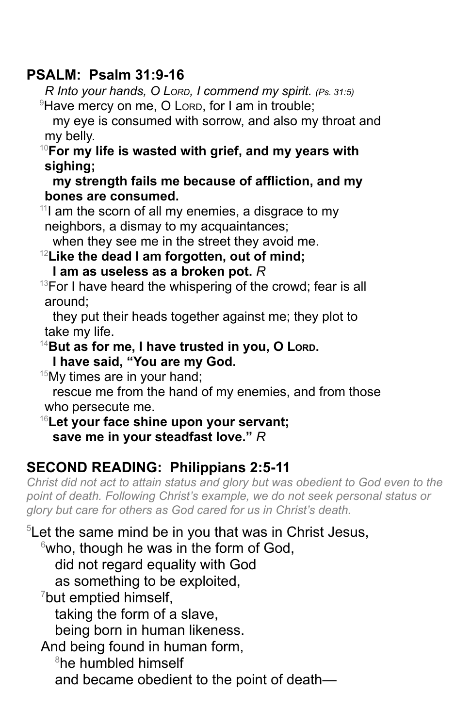## PSALM: Psalm 31:9-16

*R Into your hands, O Lord, I commend my spirit. (Ps. 31:5)*

[9]Have mercy on me, O Lord, for I am in trouble;
my eye is consumed with sorrow, and also my throat and my belly.

**[10]For my life is wasted with grief, and my years with sighing;**
**my strength fails me because of affliction, and my bones are consumed.**

[11]I am the scorn of all my enemies, a disgrace to my neighbors, a dismay to my acquaintances;
when they see me in the street they avoid me.

**[12]Like the dead I am forgotten, out of mind;**
**I am as useless as a broken pot.** *R*

[13]For I have heard the whispering of the crowd; fear is all around;
they put their heads together against me; they plot to take my life.

**[14]But as for me, I have trusted in you, O Lord.**
**I have said, "You are my God.**

[15]My times are in your hand;
rescue me from the hand of my enemies, and from those who persecute me.

**[16]Let your face shine upon your servant;**
**save me in your steadfast love."** *R*

## SECOND READING: Philippians 2:5-11

*Christ did not act to attain status and glory but was obedient to God even to the point of death. Following Christ's example, we do not seek personal status or glory but care for others as God cared for us in Christ's death.*

[5]Let the same mind be in you that was in Christ Jesus,
[6]who, though he was in the form of God,
did not regard equality with God
as something to be exploited,
[7]but emptied himself,
taking the form of a slave,
being born in human likeness.
And being found in human form,
[8]he humbled himself
and became obedient to the point of death—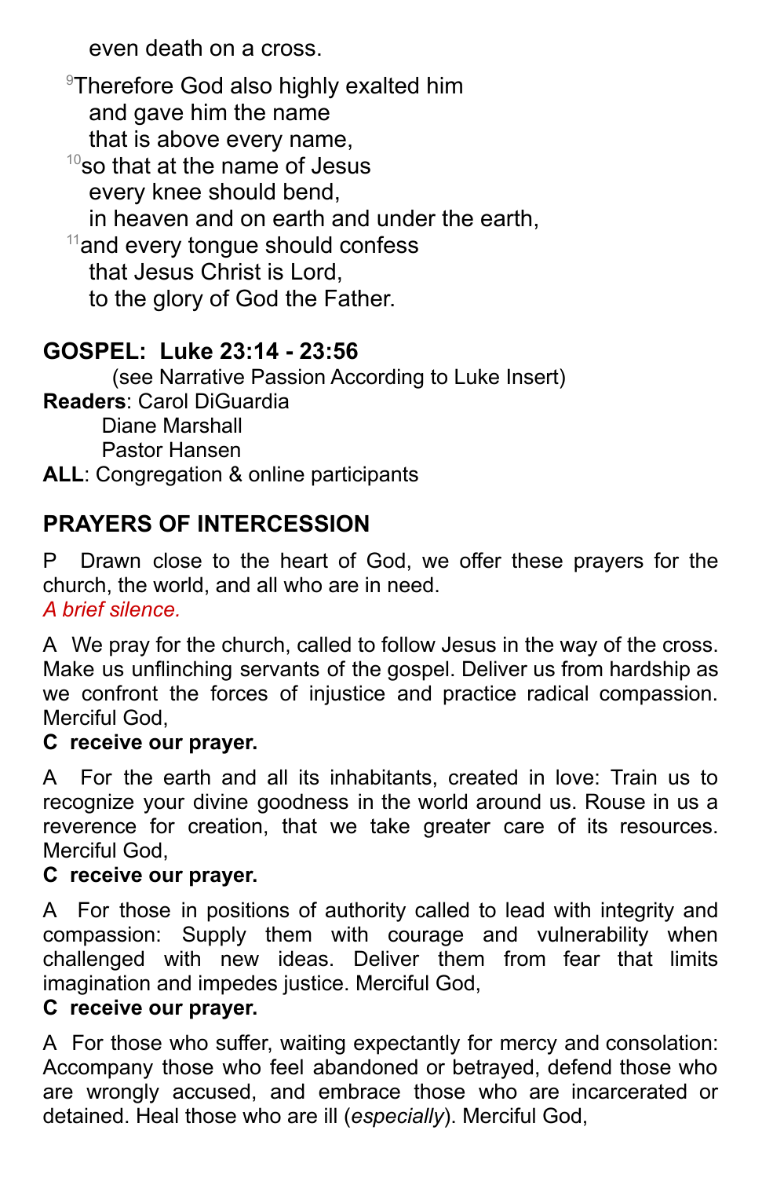even death on a cross.

[9]Therefore God also highly exalted him
and gave him the name
that is above every name,
[10]so that at the name of Jesus
every knee should bend,
in heaven and on earth and under the earth,
[11]and every tongue should confess
that Jesus Christ is Lord,
to the glory of God the Father.

**GOSPEL: Luke 23:14 - 23:56**
(see Narrative Passion According to Luke Insert)
**Readers**: Carol DiGuardia
Diane Marshall
Pastor Hansen
**ALL**: Congregation & online participants

## PRAYERS OF INTERCESSION

P Drawn close to the heart of God, we offer these prayers for the church, the world, and all who are in need.
*A brief silence.*

A We pray for the church, called to follow Jesus in the way of the cross. Make us unflinching servants of the gospel. Deliver us from hardship as we confront the forces of injustice and practice radical compassion. Merciful God,
**C receive our prayer.**

A For the earth and all its inhabitants, created in love: Train us to recognize your divine goodness in the world around us. Rouse in us a reverence for creation, that we take greater care of its resources. Merciful God,
**C receive our prayer.**

A For those in positions of authority called to lead with integrity and compassion: Supply them with courage and vulnerability when challenged with new ideas. Deliver them from fear that limits imagination and impedes justice. Merciful God,
**C receive our prayer.**

A For those who suffer, waiting expectantly for mercy and consolation: Accompany those who feel abandoned or betrayed, defend those who are wrongly accused, and embrace those who are incarcerated or detained. Heal those who are ill (*especially*). Merciful God,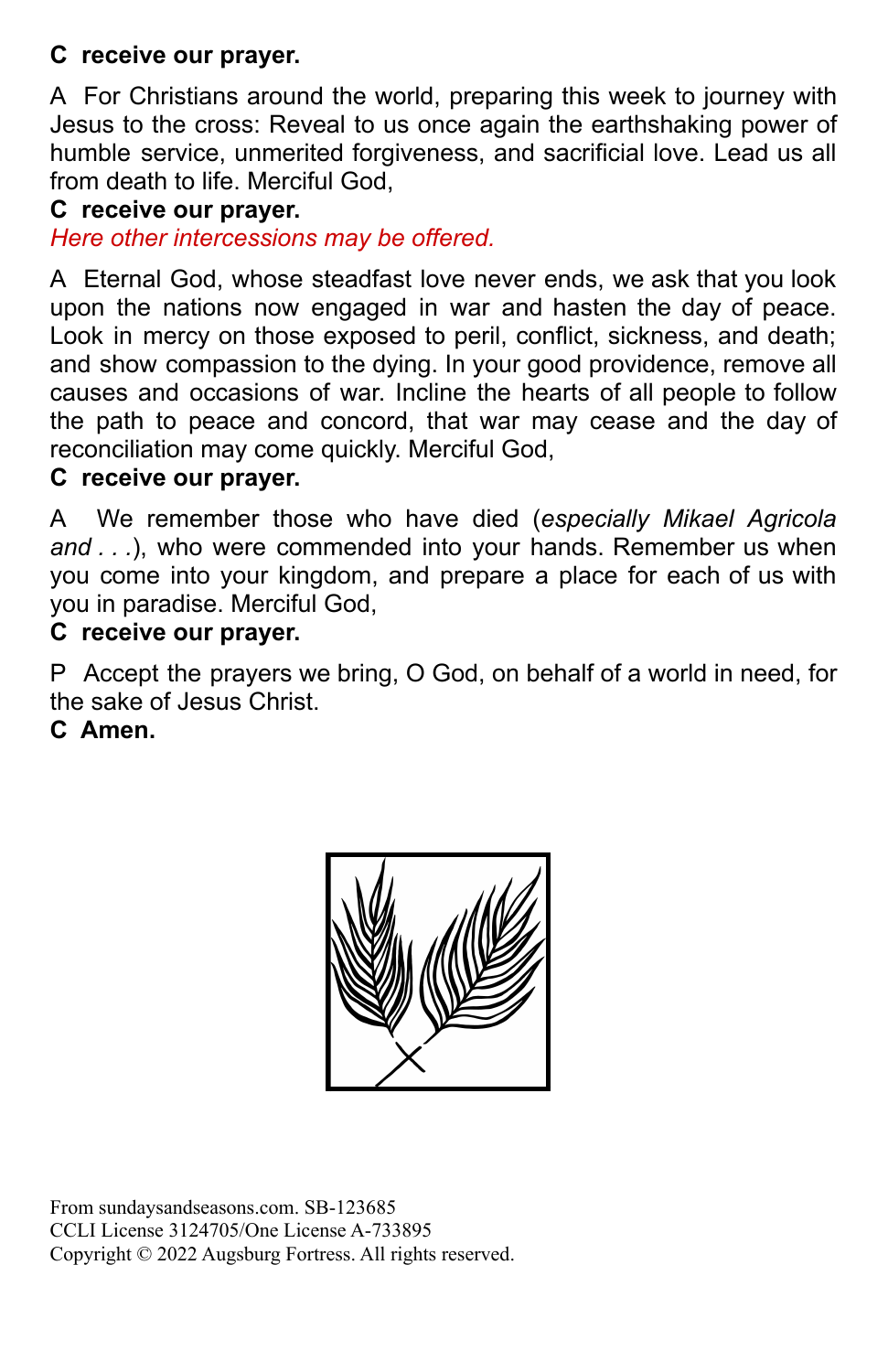**C receive our prayer.**

A For Christians around the world, preparing this week to journey with Jesus to the cross: Reveal to us once again the earthshaking power of humble service, unmerited forgiveness, and sacrificial love. Lead us all from death to life. Merciful God,

**C receive our prayer.**

*Here other intercessions may be offered.*

A Eternal God, whose steadfast love never ends, we ask that you look upon the nations now engaged in war and hasten the day of peace. Look in mercy on those exposed to peril, conflict, sickness, and death; and show compassion to the dying. In your good providence, remove all causes and occasions of war. Incline the hearts of all people to follow the path to peace and concord, that war may cease and the day of reconciliation may come quickly. Merciful God,

**C receive our prayer.**

A We remember those who have died (*especially Mikael Agricola and . . .*), who were commended into your hands. Remember us when you come into your kingdom, and prepare a place for each of us with you in paradise. Merciful God,

**C receive our prayer.**

P Accept the prayers we bring, O God, on behalf of a world in need, for the sake of Jesus Christ.

**C Amen.**

From sundaysandseasons.com. SB-123685
CCLI License 3124705/One License A-733895
Copyright © 2022 Augsburg Fortress. All rights reserved.